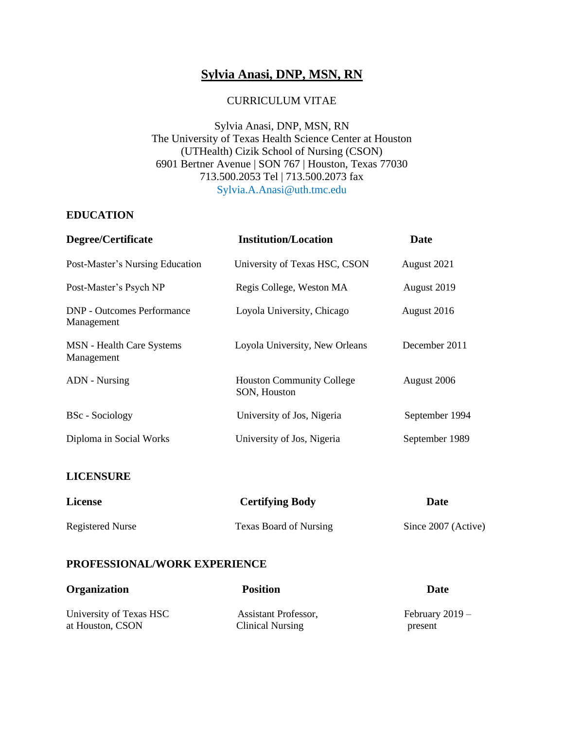# Sylvia Anasi, DNP, MSN, RN

CURRICULUM VITAE

Sylvia Anasi, DNP, MSN, RN
The University of Texas Health Science Center at Houston
(UTHealth) Cizik School of Nursing (CSON)
6901 Bertner Avenue | SON 767 | Houston, Texas 77030
713.500.2053 Tel | 713.500.2073 fax
Sylvia.A.Anasi@uth.tmc.edu

## EDUCATION

| Degree/Certificate | Institution/Location | Date |
|---|---|---|
| Post-Master's Nursing Education | University of Texas HSC, CSON | August 2021 |
| Post-Master's Psych NP | Regis College, Weston MA | August 2019 |
| DNP - Outcomes Performance Management | Loyola University, Chicago | August 2016 |
| MSN - Health Care Systems Management | Loyola University, New Orleans | December 2011 |
| ADN - Nursing | Houston Community College SON, Houston | August 2006 |
| BSc - Sociology | University of Jos, Nigeria | September 1994 |
| Diploma in Social Works | University of Jos, Nigeria | September 1989 |

## LICENSURE

| License | Certifying Body | Date |
|---|---|---|
| Registered Nurse | Texas Board of Nursing | Since 2007 (Active) |

## PROFESSIONAL/WORK EXPERIENCE

| Organization | Position | Date |
|---|---|---|
| University of Texas HSC at Houston, CSON | Assistant Professor, Clinical Nursing | February 2019 – present |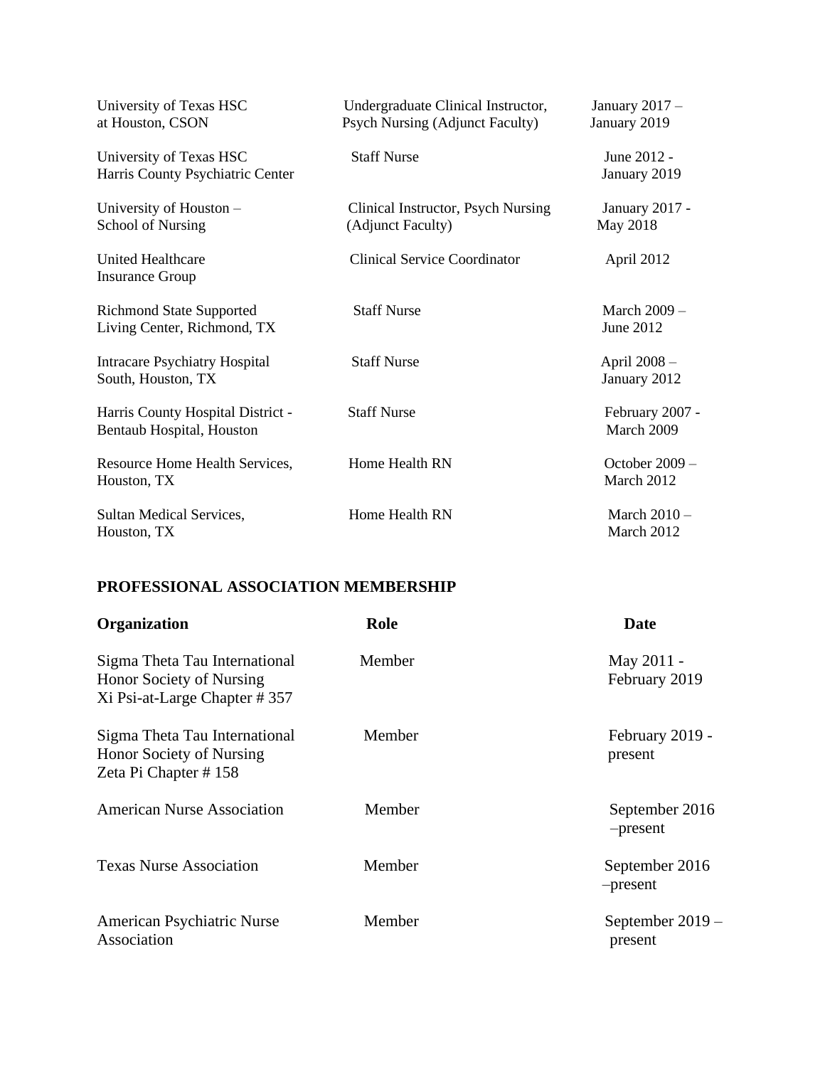| | | |
|---|---|---|
| University of Texas HSC at Houston, CSON | Undergraduate Clinical Instructor, Psych Nursing (Adjunct Faculty) | January 2017 – January 2019 |
| University of Texas HSC Harris County Psychiatric Center | Staff Nurse | June 2012 - January 2019 |
| University of Houston – School of Nursing | Clinical Instructor, Psych Nursing (Adjunct Faculty) | January 2017 - May 2018 |
| United Healthcare Insurance Group | Clinical Service Coordinator | April 2012 |
| Richmond State Supported Living Center, Richmond, TX | Staff Nurse | March 2009 – June 2012 |
| Intracare Psychiatry Hospital South, Houston, TX | Staff Nurse | April 2008 – January 2012 |
| Harris County Hospital District - Bentaub Hospital, Houston | Staff Nurse | February 2007 - March 2009 |
| Resource Home Health Services, Houston, TX | Home Health RN | October 2009 – March 2012 |
| Sultan Medical Services, Houston, TX | Home Health RN | March 2010 – March 2012 |

## PROFESSIONAL ASSOCIATION MEMBERSHIP

| Organization | Role | Date |
|---|---|---|
| Sigma Theta Tau International Honor Society of Nursing Xi Psi-at-Large Chapter # 357 | Member | May 2011 - February 2019 |
| Sigma Theta Tau International Honor Society of Nursing Zeta Pi Chapter # 158 | Member | February 2019 - present |
| American Nurse Association | Member | September 2016 –present |
| Texas Nurse Association | Member | September 2016 –present |
| American Psychiatric Nurse Association | Member | September 2019 – present |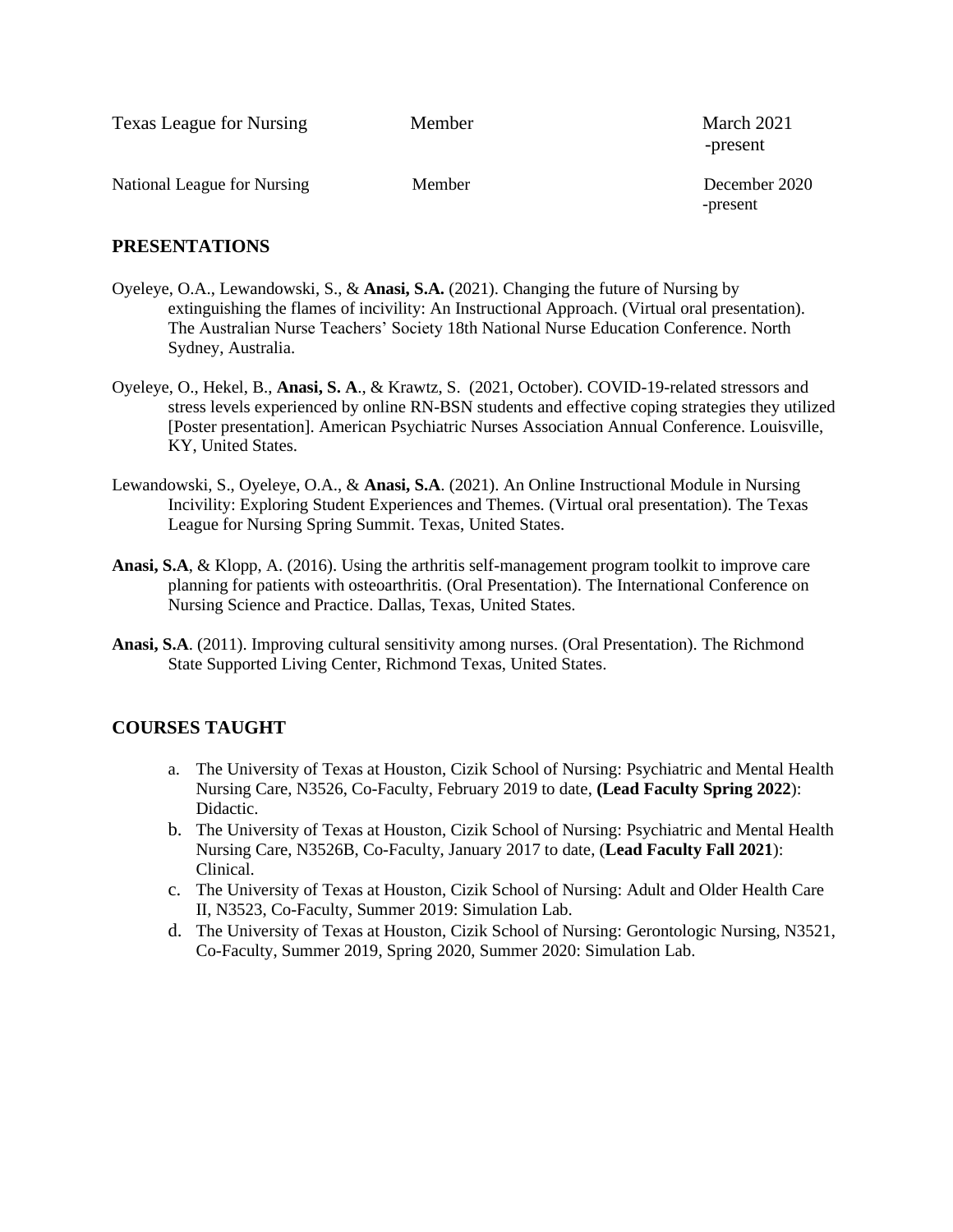| | | |
|---|---|---|
| Texas League for Nursing | Member | March 2021 -present |
| National League for Nursing | Member | December 2020 -present |

## PRESENTATIONS

Oyeleye, O.A., Lewandowski, S., & **Anasi, S.A.** (2021). Changing the future of Nursing by extinguishing the flames of incivility: An Instructional Approach. (Virtual oral presentation). The Australian Nurse Teachers' Society 18th National Nurse Education Conference. North Sydney, Australia.

Oyeleye, O., Hekel, B., **Anasi, S. A**., & Krawtz, S. (2021, October). COVID-19-related stressors and stress levels experienced by online RN-BSN students and effective coping strategies they utilized [Poster presentation]. American Psychiatric Nurses Association Annual Conference. Louisville, KY, United States.

Lewandowski, S., Oyeleye, O.A., & **Anasi, S.A**. (2021). An Online Instructional Module in Nursing Incivility: Exploring Student Experiences and Themes. (Virtual oral presentation). The Texas League for Nursing Spring Summit. Texas, United States.

**Anasi, S.A**, & Klopp, A. (2016). Using the arthritis self-management program toolkit to improve care planning for patients with osteoarthritis. (Oral Presentation). The International Conference on Nursing Science and Practice. Dallas, Texas, United States.

**Anasi, S.A**. (2011). Improving cultural sensitivity among nurses. (Oral Presentation). The Richmond State Supported Living Center, Richmond Texas, United States.

## COURSES TAUGHT

a. The University of Texas at Houston, Cizik School of Nursing: Psychiatric and Mental Health Nursing Care, N3526, Co-Faculty, February 2019 to date, **(Lead Faculty Spring 2022)**: Didactic.
b. The University of Texas at Houston, Cizik School of Nursing: Psychiatric and Mental Health Nursing Care, N3526B, Co-Faculty, January 2017 to date, (**Lead Faculty Fall 2021**): Clinical.
c. The University of Texas at Houston, Cizik School of Nursing: Adult and Older Health Care II, N3523, Co-Faculty, Summer 2019: Simulation Lab.
d. The University of Texas at Houston, Cizik School of Nursing: Gerontologic Nursing, N3521, Co-Faculty, Summer 2019, Spring 2020, Summer 2020: Simulation Lab.